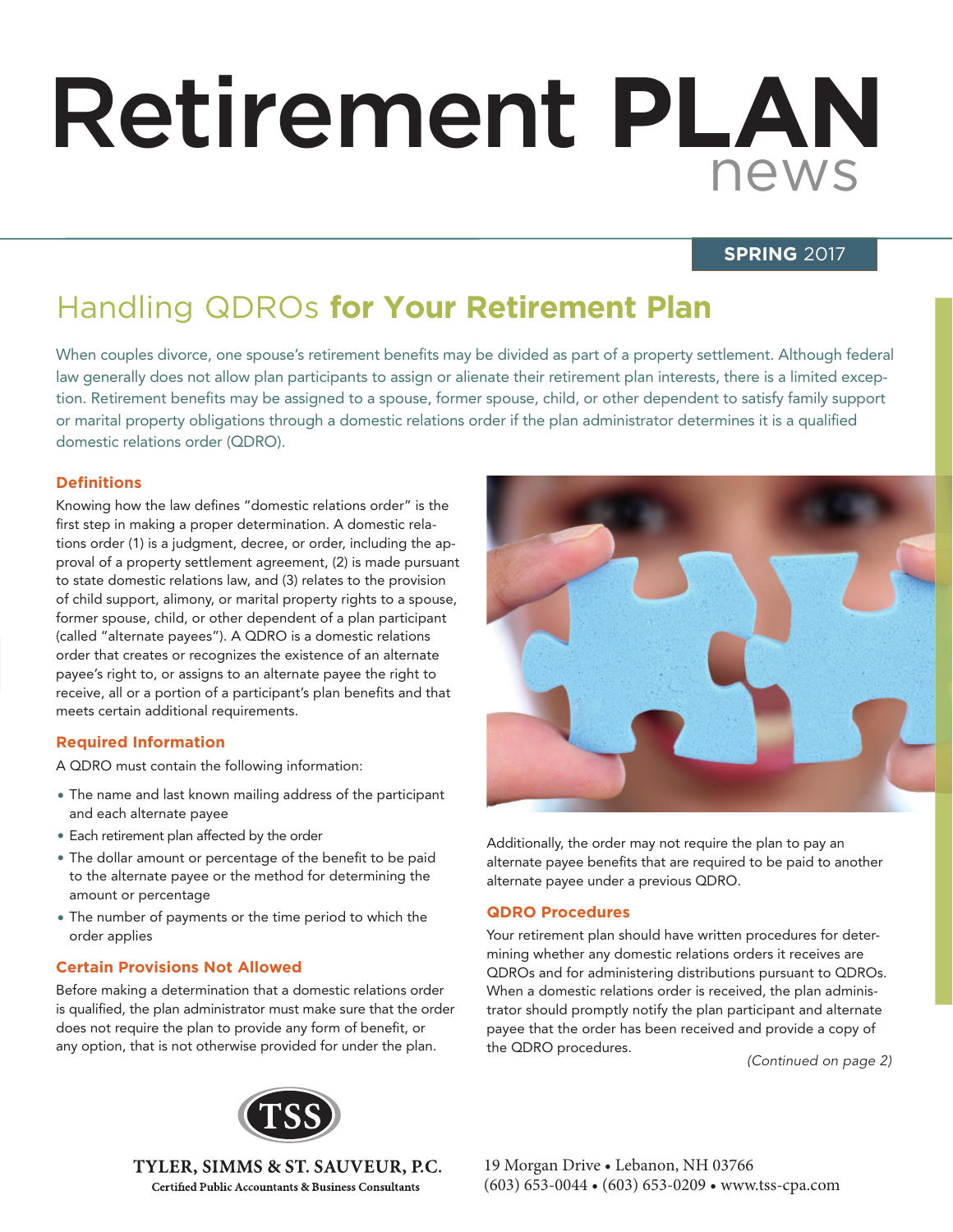# Retirement PLAN news

**SPRING** 2017

## Handling QDROs **for Your Retirement Plan**

When couples divorce, one spouse's retirement benefits may be divided as part of a property settlement. Although federal law generally does not allow plan participants to assign or alienate their retirement plan interests, there is a limited exception. Retirement benefits may be assigned to a spouse, former spouse, child, or other dependent to satisfy family support or marital property obligations through a domestic relations order if the plan administrator determines it is a qualified domestic relations order (QDRO).

### Definitions

Knowing how the law defines "domestic relations order" is the first step in making a proper determination. A domestic relations order (1) is a judgment, decree, or order, including the approval of a property settlement agreement, (2) is made pursuant to state domestic relations law, and (3) relates to the provision of child support, alimony, or marital property rights to a spouse, former spouse, child, or other dependent of a plan participant (called "alternate payees"). A QDRO is a domestic relations order that creates or recognizes the existence of an alternate payee's right to, or assigns to an alternate payee the right to receive, all or a portion of a participant's plan benefits and that meets certain additional requirements.

### Required Information

A QDRO must contain the following information:

- The name and last known mailing address of the participant and each alternate payee
- Each retirement plan affected by the order
- The dollar amount or percentage of the benefit to be paid to the alternate payee or the method for determining the amount or percentage
- The number of payments or the time period to which the order applies

### Certain Provisions Not Allowed

Before making a determination that a domestic relations order is qualified, the plan administrator must make sure that the order does not require the plan to provide any form of benefit, or any option, that is not otherwise provided for under the plan. Additionally, the order may not require the plan to pay an alternate payee benefits that are required to be paid to another alternate payee under a previous QDRO.

### QDRO Procedures

Your retirement plan should have written procedures for determining whether any domestic relations orders it receives are QDROs and for administering distributions pursuant to QDROs. When a domestic relations order is received, the plan administrator should promptly notify the plan participant and alternate payee that the order has been received and provide a copy of the QDRO procedures.

*(Continued on page 2)*

TSS

TYLER, SIMMS & ST. SAUVEUR, P.C.
Certified Public Accountants & Business Consultants

19 Morgan Drive • Lebanon, NH 03766
(603) 653-0044 • (603) 653-0209 • www.tss-cpa.com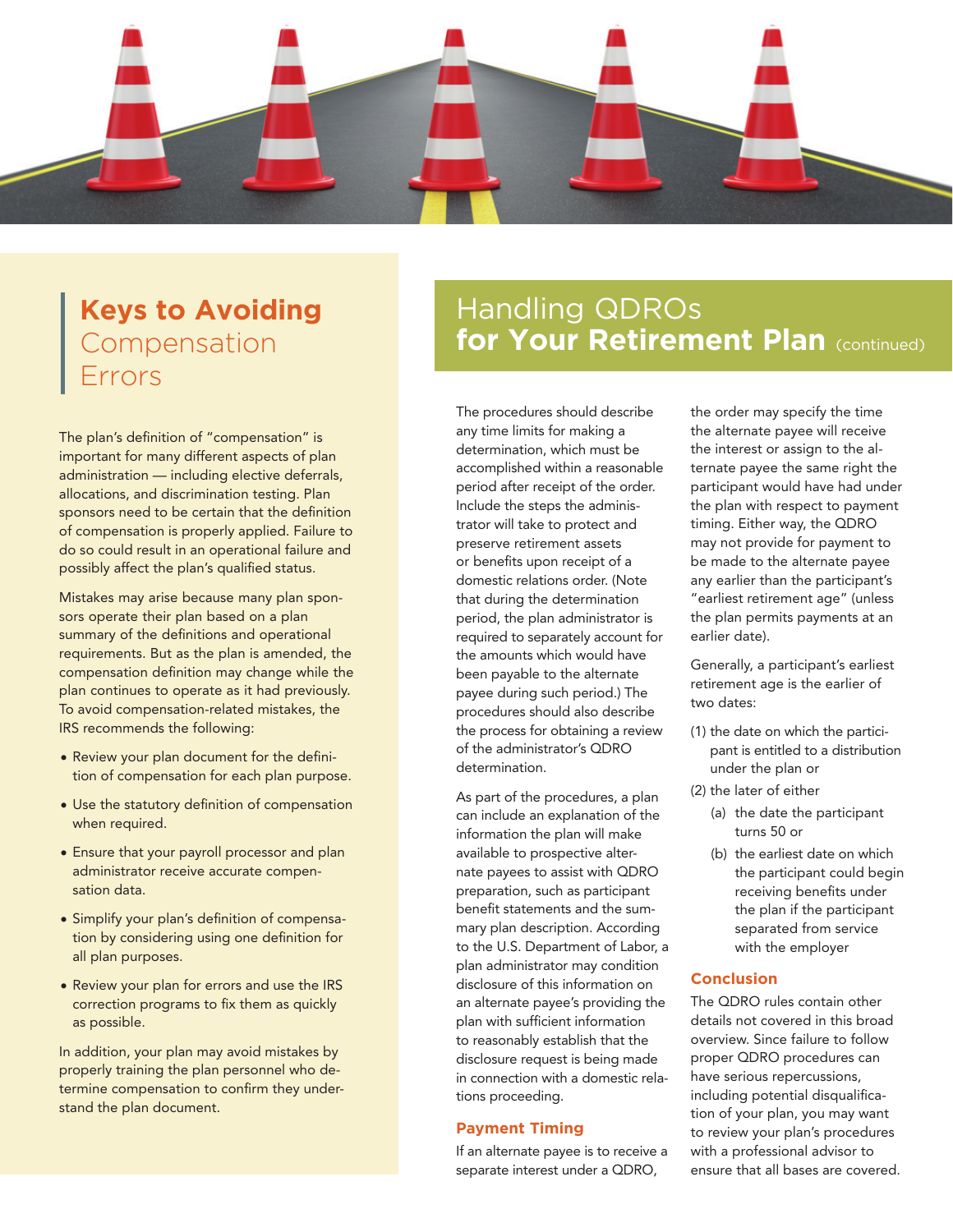## **Keys to Avoiding** Compensation Errors

The plan's definition of "compensation" is important for many different aspects of plan administration — including elective deferrals, allocations, and discrimination testing. Plan sponsors need to be certain that the definition of compensation is properly applied. Failure to do so could result in an operational failure and possibly affect the plan's qualified status.

Mistakes may arise because many plan sponsors operate their plan based on a plan summary of the definitions and operational requirements. But as the plan is amended, the compensation definition may change while the plan continues to operate as it had previously. To avoid compensation-related mistakes, the IRS recommends the following:

- Review your plan document for the definition of compensation for each plan purpose.
- Use the statutory definition of compensation when required.
- Ensure that your payroll processor and plan administrator receive accurate compensation data.
- Simplify your plan's definition of compensation by considering using one definition for all plan purposes.
- Review your plan for errors and use the IRS correction programs to fix them as quickly as possible.

In addition, your plan may avoid mistakes by properly training the plan personnel who determine compensation to confirm they understand the plan document.

## Handling QDROs **for Your Retirement Plan** (continued)

The procedures should describe any time limits for making a determination, which must be accomplished within a reasonable period after receipt of the order. Include the steps the administrator will take to protect and preserve retirement assets or benefits upon receipt of a domestic relations order. (Note that during the determination period, the plan administrator is required to separately account for the amounts which would have been payable to the alternate payee during such period.) The procedures should also describe the process for obtaining a review of the administrator's QDRO determination.

As part of the procedures, a plan can include an explanation of the information the plan will make available to prospective alternate payees to assist with QDRO preparation, such as participant benefit statements and the summary plan description. According to the U.S. Department of Labor, a plan administrator may condition disclosure of this information on an alternate payee's providing the plan with sufficient information to reasonably establish that the disclosure request is being made in connection with a domestic relations proceeding.

### Payment Timing

If an alternate payee is to receive a separate interest under a QDRO, the order may specify the time the alternate payee will receive the interest or assign to the alternate payee the same right the participant would have had under the plan with respect to payment timing. Either way, the QDRO may not provide for payment to be made to the alternate payee any earlier than the participant's "earliest retirement age" (unless the plan permits payments at an earlier date).

Generally, a participant's earliest retirement age is the earlier of two dates:

(1) the date on which the participant is entitled to a distribution under the plan or

(2) the later of either

  (a) the date the participant turns 50 or

  (b) the earliest date on which the participant could begin receiving benefits under the plan if the participant separated from service with the employer

### Conclusion

The QDRO rules contain other details not covered in this broad overview. Since failure to follow proper QDRO procedures can have serious repercussions, including potential disqualification of your plan, you may want to review your plan's procedures with a professional advisor to ensure that all bases are covered.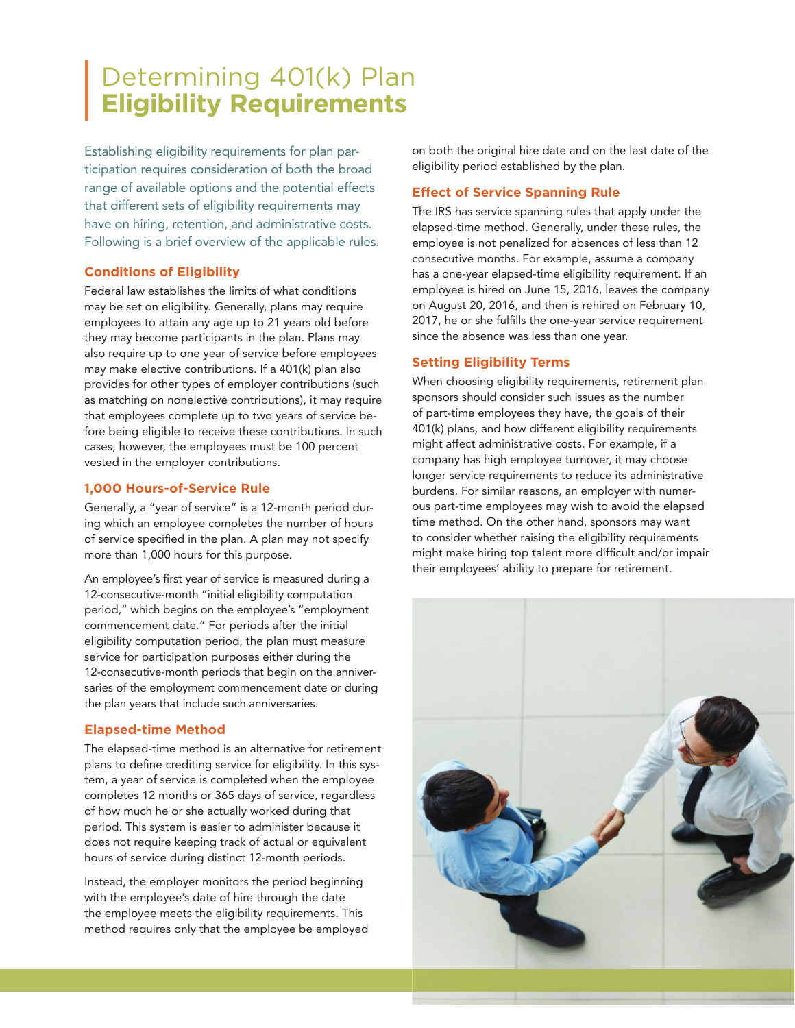# Determining 401(k) Plan **Eligibility Requirements**

Establishing eligibility requirements for plan participation requires consideration of both the broad range of available options and the potential effects that different sets of eligibility requirements may have on hiring, retention, and administrative costs. Following is a brief overview of the applicable rules.

### Conditions of Eligibility

Federal law establishes the limits of what conditions may be set on eligibility. Generally, plans may require employees to attain any age up to 21 years old before they may become participants in the plan. Plans may also require up to one year of service before employees may make elective contributions. If a 401(k) plan also provides for other types of employer contributions (such as matching on nonelective contributions), it may require that employees complete up to two years of service before being eligible to receive these contributions. In such cases, however, the employees must be 100 percent vested in the employer contributions.

### 1,000 Hours-of-Service Rule

Generally, a "year of service" is a 12-month period during which an employee completes the number of hours of service specified in the plan. A plan may not specify more than 1,000 hours for this purpose.

An employee's first year of service is measured during a 12-consecutive-month "initial eligibility computation period," which begins on the employee's "employment commencement date." For periods after the initial eligibility computation period, the plan must measure service for participation purposes either during the 12-consecutive-month periods that begin on the anniversaries of the employment commencement date or during the plan years that include such anniversaries.

### Elapsed-time Method

The elapsed-time method is an alternative for retirement plans to define crediting service for eligibility. In this system, a year of service is completed when the employee completes 12 months or 365 days of service, regardless of how much he or she actually worked during that period. This system is easier to administer because it does not require keeping track of actual or equivalent hours of service during distinct 12-month periods.

Instead, the employer monitors the period beginning with the employee's date of hire through the date the employee meets the eligibility requirements. This method requires only that the employee be employed on both the original hire date and on the last date of the eligibility period established by the plan.

### Effect of Service Spanning Rule

The IRS has service spanning rules that apply under the elapsed-time method. Generally, under these rules, the employee is not penalized for absences of less than 12 consecutive months. For example, assume a company has a one-year elapsed-time eligibility requirement. If an employee is hired on June 15, 2016, leaves the company on August 20, 2016, and then is rehired on February 10, 2017, he or she fulfills the one-year service requirement since the absence was less than one year.

### Setting Eligibility Terms

When choosing eligibility requirements, retirement plan sponsors should consider such issues as the number of part-time employees they have, the goals of their 401(k) plans, and how different eligibility requirements might affect administrative costs. For example, if a company has high employee turnover, it may choose longer service requirements to reduce its administrative burdens. For similar reasons, an employer with numerous part-time employees may wish to avoid the elapsed time method. On the other hand, sponsors may want to consider whether raising the eligibility requirements might make hiring top talent more difficult and/or impair their employees' ability to prepare for retirement.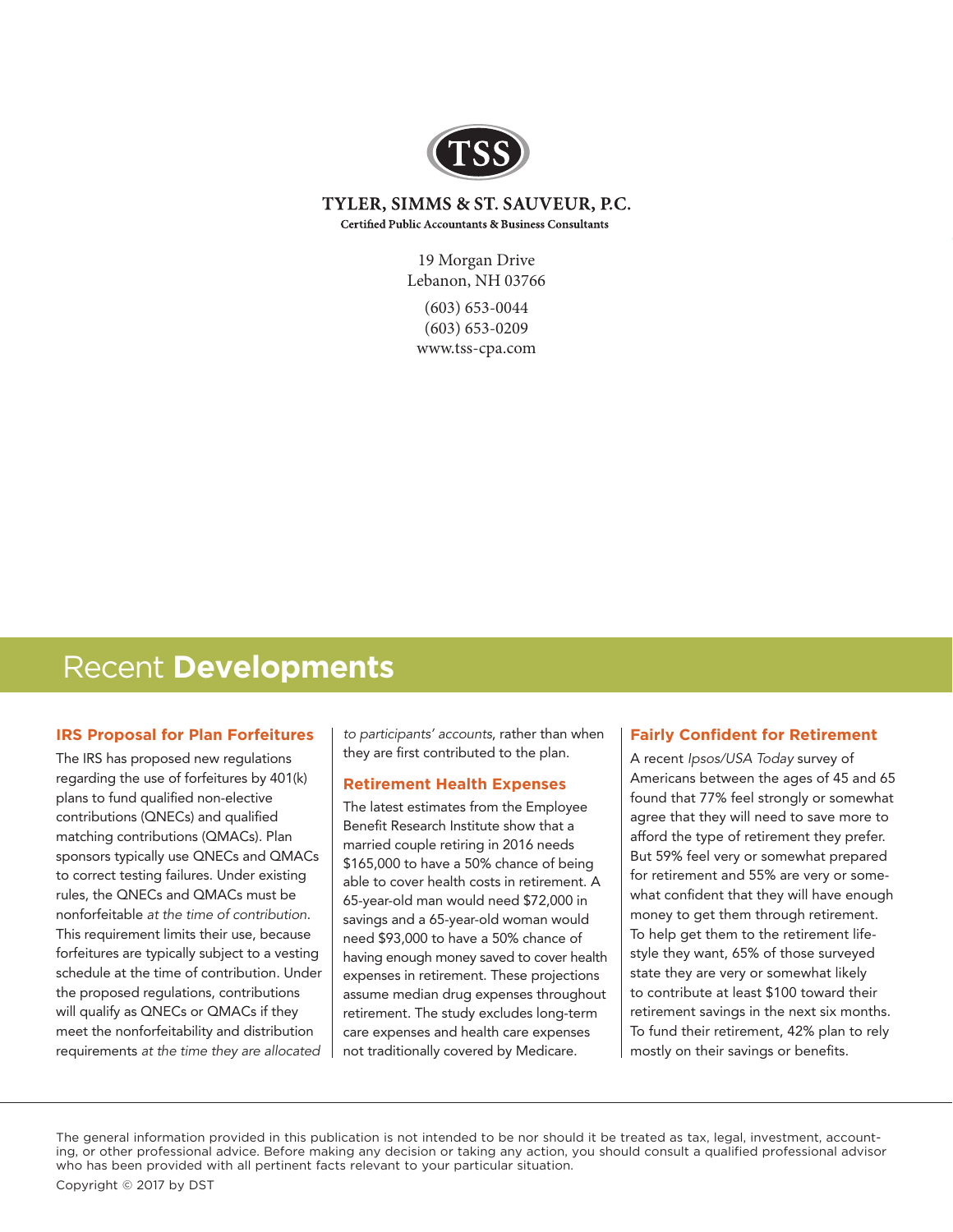TSS

**TYLER, SIMMS & ST. SAUVEUR, P.C.**

Certified Public Accountants & Business Consultants

19 Morgan Drive
Lebanon, NH 03766

(603) 653-0044
(603) 653-0209
www.tss-cpa.com

# Recent **Developments**

### IRS Proposal for Plan Forfeitures

The IRS has proposed new regulations regarding the use of forfeitures by 401(k) plans to fund qualified non-elective contributions (QNECs) and qualified matching contributions (QMACs). Plan sponsors typically use QNECs and QMACs to correct testing failures. Under existing rules, the QNECs and QMACs must be nonforfeitable *at the time of contribution*. This requirement limits their use, because forfeitures are typically subject to a vesting schedule at the time of contribution. Under the proposed regulations, contributions will qualify as QNECs or QMACs if they meet the nonforfeitability and distribution requirements *at the time they are allocated to participants' accounts*, rather than when they are first contributed to the plan.

### Retirement Health Expenses

The latest estimates from the Employee Benefit Research Institute show that a married couple retiring in 2016 needs $165,000 to have a 50% chance of being able to cover health costs in retirement. A 65-year-old man would need $72,000 in savings and a 65-year-old woman would need $93,000 to have a 50% chance of having enough money saved to cover health expenses in retirement. These projections assume median drug expenses throughout retirement. The study excludes long-term care expenses and health care expenses not traditionally covered by Medicare.

### Fairly Confident for Retirement

A recent *Ipsos/USA Today* survey of Americans between the ages of 45 and 65 found that 77% feel strongly or somewhat agree that they will need to save more to afford the type of retirement they prefer. But 59% feel very or somewhat prepared for retirement and 55% are very or somewhat confident that they will have enough money to get them through retirement. To help get them to the retirement lifestyle they want, 65% of those surveyed state they are very or somewhat likely to contribute at least $100 toward their retirement savings in the next six months. To fund their retirement, 42% plan to rely mostly on their savings or benefits.

---

The general information provided in this publication is not intended to be nor should it be treated as tax, legal, investment, accounting, or other professional advice. Before making any decision or taking any action, you should consult a qualified professional advisor who has been provided with all pertinent facts relevant to your particular situation.

Copyright © 2017 by DST